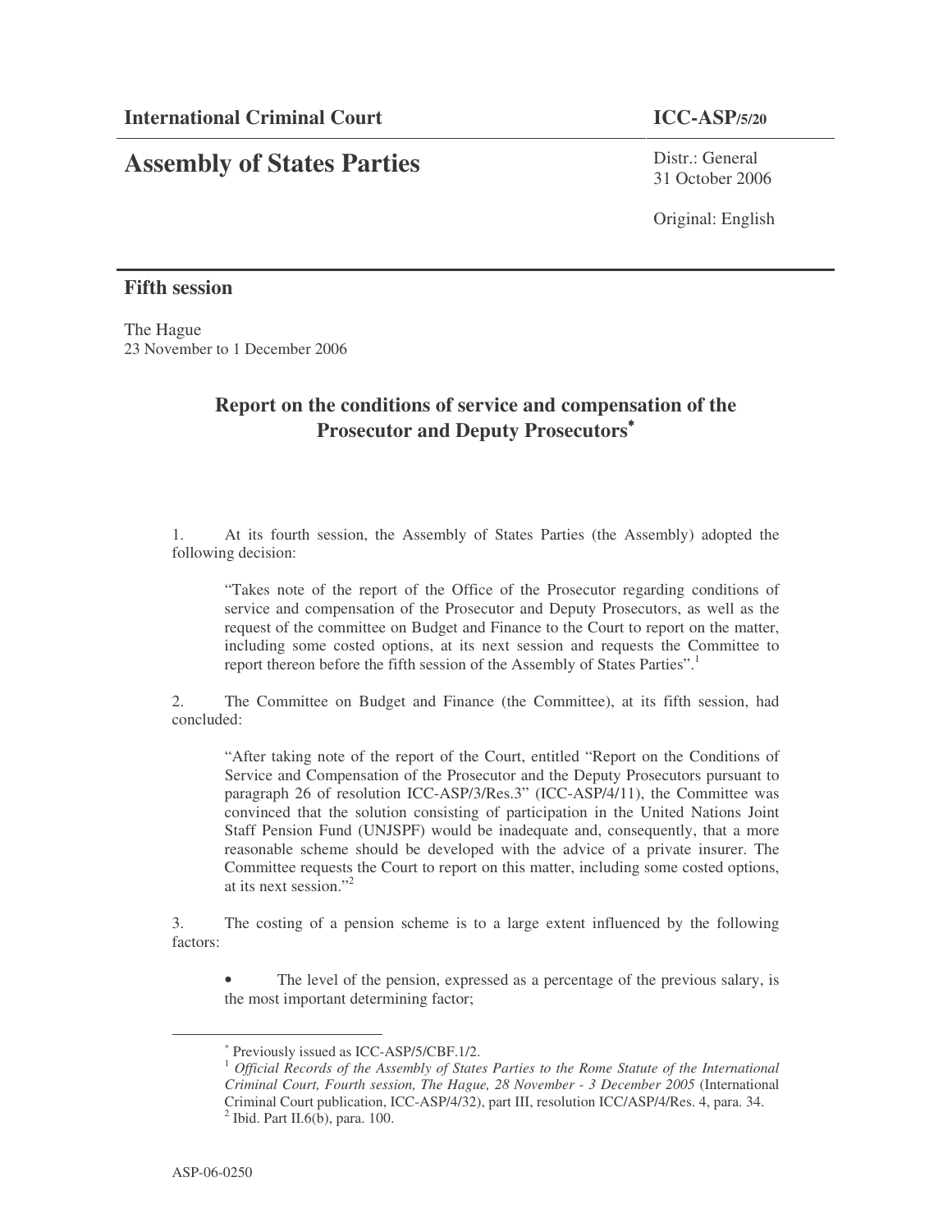**International Criminal Court** **ICC-ASP/5/20**

# Assembly of States Parties

Distr.: General
31 October 2006

Original: English

## Fifth session

The Hague
23 November to 1 December 2006

## Report on the conditions of service and compensation of the Prosecutor and Deputy Prosecutors[*]

1. At its fourth session, the Assembly of States Parties (the Assembly) adopted the following decision:

> "Takes note of the report of the Office of the Prosecutor regarding conditions of service and compensation of the Prosecutor and Deputy Prosecutors, as well as the request of the committee on Budget and Finance to the Court to report on the matter, including some costed options, at its next session and requests the Committee to report thereon before the fifth session of the Assembly of States Parties".[1]

2. The Committee on Budget and Finance (the Committee), at its fifth session, had concluded:

> "After taking note of the report of the Court, entitled "Report on the Conditions of Service and Compensation of the Prosecutor and the Deputy Prosecutors pursuant to paragraph 26 of resolution ICC-ASP/3/Res.3" (ICC-ASP/4/11), the Committee was convinced that the solution consisting of participation in the United Nations Joint Staff Pension Fund (UNJSPF) would be inadequate and, consequently, that a more reasonable scheme should be developed with the advice of a private insurer. The Committee requests the Court to report on this matter, including some costed options, at its next session."[2]

3. The costing of a pension scheme is to a large extent influenced by the following factors:

- The level of the pension, expressed as a percentage of the previous salary, is the most important determining factor;

---

[*] Previously issued as ICC-ASP/5/CBF.1/2.

[1] *Official Records of the Assembly of States Parties to the Rome Statute of the International Criminal Court, Fourth session, The Hague, 28 November - 3 December 2005* (International Criminal Court publication, ICC-ASP/4/32), part III, resolution ICC/ASP/4/Res. 4, para. 34.

[2] Ibid. Part II.6(b), para. 100.

ASP-06-0250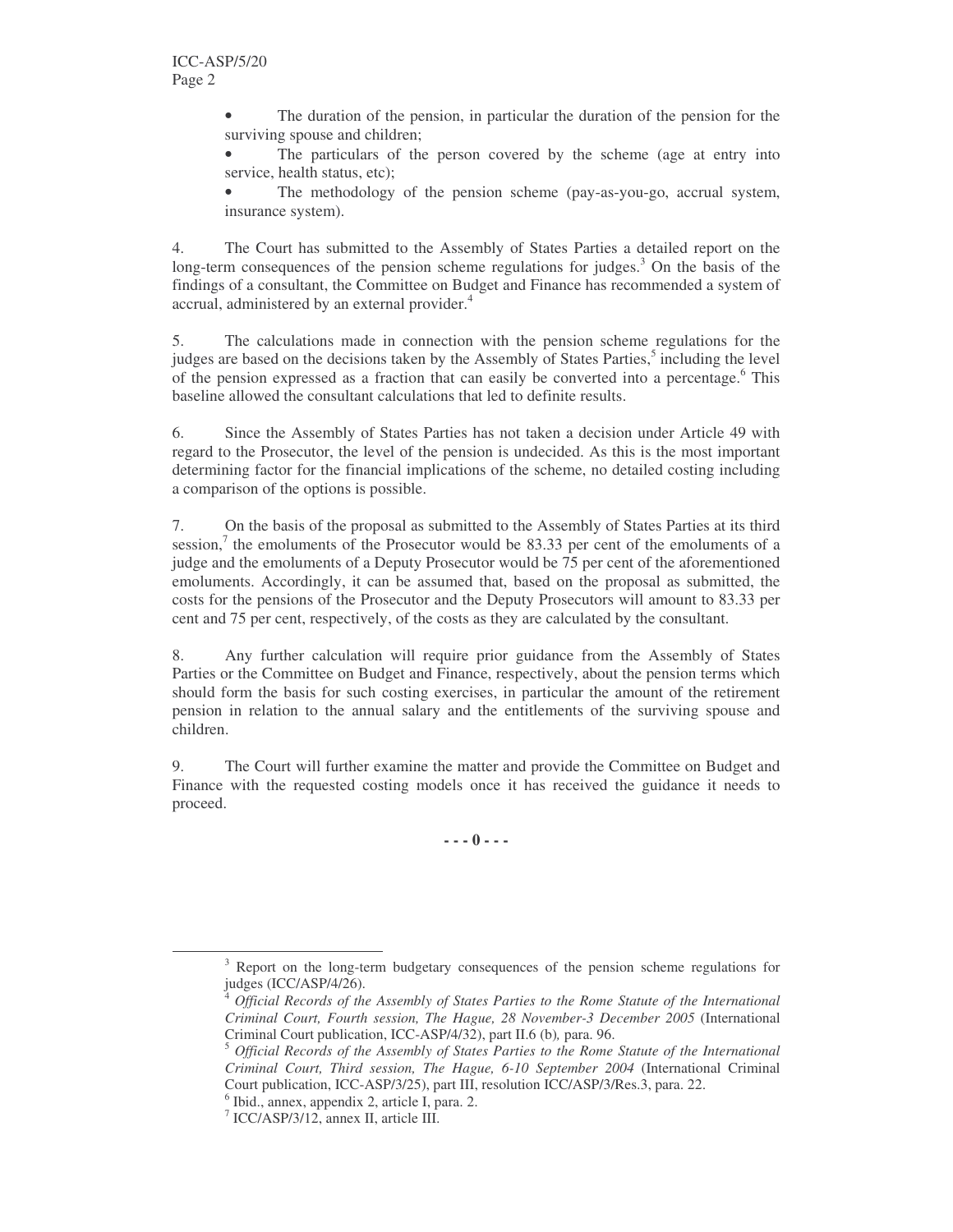- The duration of the pension, in particular the duration of the pension for the surviving spouse and children;
- The particulars of the person covered by the scheme (age at entry into service, health status, etc);
- The methodology of the pension scheme (pay-as-you-go, accrual system, insurance system).

4. The Court has submitted to the Assembly of States Parties a detailed report on the long-term consequences of the pension scheme regulations for judges.[3] On the basis of the findings of a consultant, the Committee on Budget and Finance has recommended a system of accrual, administered by an external provider.[4]

5. The calculations made in connection with the pension scheme regulations for the judges are based on the decisions taken by the Assembly of States Parties,[5] including the level of the pension expressed as a fraction that can easily be converted into a percentage.[6] This baseline allowed the consultant calculations that led to definite results.

6. Since the Assembly of States Parties has not taken a decision under Article 49 with regard to the Prosecutor, the level of the pension is undecided. As this is the most important determining factor for the financial implications of the scheme, no detailed costing including a comparison of the options is possible.

7. On the basis of the proposal as submitted to the Assembly of States Parties at its third session,[7] the emoluments of the Prosecutor would be 83.33 per cent of the emoluments of a judge and the emoluments of a Deputy Prosecutor would be 75 per cent of the aforementioned emoluments. Accordingly, it can be assumed that, based on the proposal as submitted, the costs for the pensions of the Prosecutor and the Deputy Prosecutors will amount to 83.33 per cent and 75 per cent, respectively, of the costs as they are calculated by the consultant.

8. Any further calculation will require prior guidance from the Assembly of States Parties or the Committee on Budget and Finance, respectively, about the pension terms which should form the basis for such costing exercises, in particular the amount of the retirement pension in relation to the annual salary and the entitlements of the surviving spouse and children.

9. The Court will further examine the matter and provide the Committee on Budget and Finance with the requested costing models once it has received the guidance it needs to proceed.

**- - - 0 - - -**

---

[3] Report on the long-term budgetary consequences of the pension scheme regulations for judges (ICC/ASP/4/26).

[4] *Official Records of the Assembly of States Parties to the Rome Statute of the International Criminal Court, Fourth session, The Hague, 28 November-3 December 2005* (International Criminal Court publication, ICC-ASP/4/32), part II.6 (b), para. 96.

[5] *Official Records of the Assembly of States Parties to the Rome Statute of the International Criminal Court, Third session, The Hague, 6-10 September 2004* (International Criminal Court publication, ICC-ASP/3/25), part III, resolution ICC/ASP/3/Res.3, para. 22.

[6] Ibid., annex, appendix 2, article I, para. 2.

[7] ICC/ASP/3/12, annex II, article III.